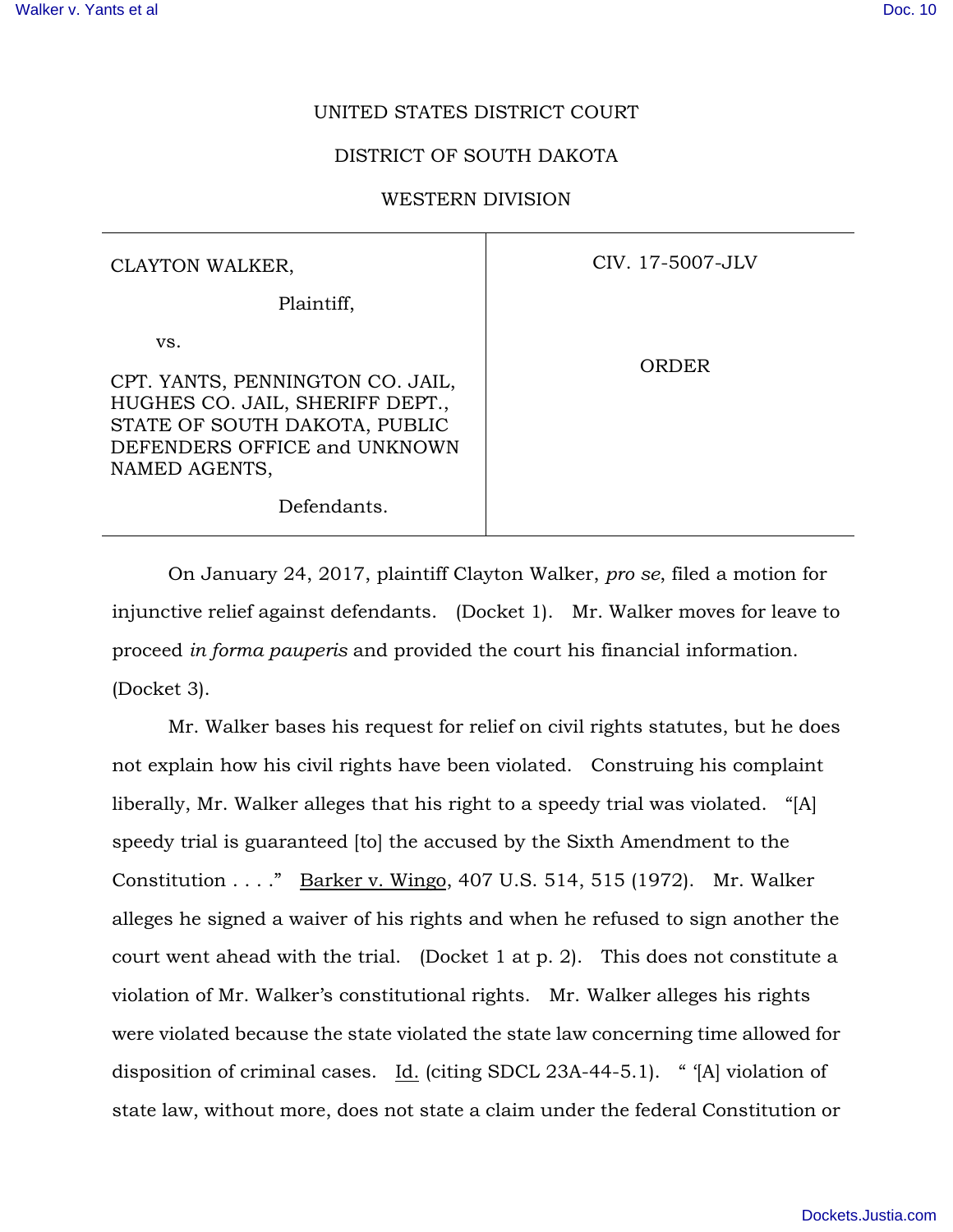UNITED STATES DISTRICT COURT

DISTRICT OF SOUTH DAKOTA

WESTERN DIVISION

| CLAYTON WALKER,<br><br>Plaintiff,<br><br>vs.<br><br>CPT. YANTS, PENNINGTON CO. JAIL, HUGHES CO. JAIL, SHERIFF DEPT., STATE OF SOUTH DAKOTA, PUBLIC DEFENDERS OFFICE and UNKNOWN NAMED AGENTS,<br><br>Defendants. | CIV. 17-5007-JLV<br><br>ORDER |
|---|---|

On January 24, 2017, plaintiff Clayton Walker, *pro se*, filed a motion for injunctive relief against defendants. (Docket 1). Mr. Walker moves for leave to proceed *in forma pauperis* and provided the court his financial information. (Docket 3).

Mr. Walker bases his request for relief on civil rights statutes, but he does not explain how his civil rights have been violated. Construing his complaint liberally, Mr. Walker alleges that his right to a speedy trial was violated. "[A] speedy trial is guaranteed [to] the accused by the Sixth Amendment to the Constitution . . . ." Barker v. Wingo, 407 U.S. 514, 515 (1972). Mr. Walker alleges he signed a waiver of his rights and when he refused to sign another the court went ahead with the trial. (Docket 1 at p. 2). This does not constitute a violation of Mr. Walker's constitutional rights. Mr. Walker alleges his rights were violated because the state violated the state law concerning time allowed for disposition of criminal cases. Id. (citing SDCL 23A-44-5.1). " '[A] violation of state law, without more, does not state a claim under the federal Constitution or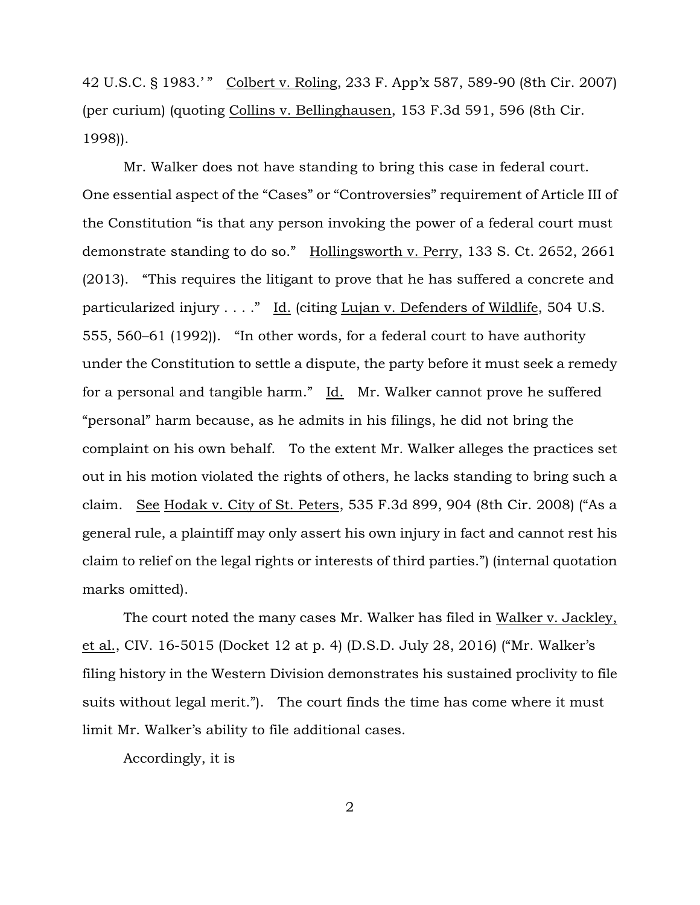42 U.S.C. § 1983.' " Colbert v. Roling, 233 F. App'x 587, 589-90 (8th Cir. 2007) (per curium) (quoting Collins v. Bellinghausen, 153 F.3d 591, 596 (8th Cir. 1998)).

Mr. Walker does not have standing to bring this case in federal court. One essential aspect of the "Cases" or "Controversies" requirement of Article III of the Constitution "is that any person invoking the power of a federal court must demonstrate standing to do so." Hollingsworth v. Perry, 133 S. Ct. 2652, 2661 (2013). "This requires the litigant to prove that he has suffered a concrete and particularized injury . . . ." Id. (citing Lujan v. Defenders of Wildlife, 504 U.S. 555, 560–61 (1992)). "In other words, for a federal court to have authority under the Constitution to settle a dispute, the party before it must seek a remedy for a personal and tangible harm." Id. Mr. Walker cannot prove he suffered "personal" harm because, as he admits in his filings, he did not bring the complaint on his own behalf. To the extent Mr. Walker alleges the practices set out in his motion violated the rights of others, he lacks standing to bring such a claim. See Hodak v. City of St. Peters, 535 F.3d 899, 904 (8th Cir. 2008) ("As a general rule, a plaintiff may only assert his own injury in fact and cannot rest his claim to relief on the legal rights or interests of third parties.") (internal quotation marks omitted).

The court noted the many cases Mr. Walker has filed in Walker v. Jackley, et al., CIV. 16-5015 (Docket 12 at p. 4) (D.S.D. July 28, 2016) ("Mr. Walker's filing history in the Western Division demonstrates his sustained proclivity to file suits without legal merit."). The court finds the time has come where it must limit Mr. Walker's ability to file additional cases.

Accordingly, it is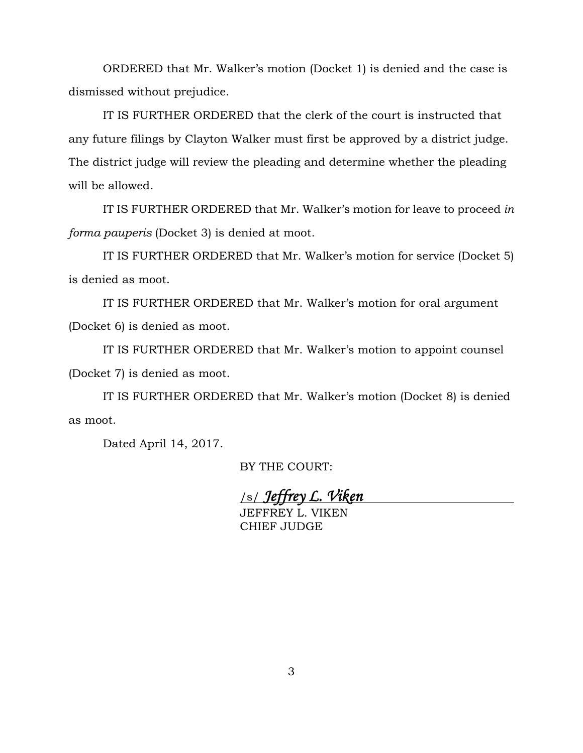ORDERED that Mr. Walker's motion (Docket 1) is denied and the case is dismissed without prejudice.

IT IS FURTHER ORDERED that the clerk of the court is instructed that any future filings by Clayton Walker must first be approved by a district judge. The district judge will review the pleading and determine whether the pleading will be allowed.

IT IS FURTHER ORDERED that Mr. Walker's motion for leave to proceed *in forma pauperis* (Docket 3) is denied at moot.

IT IS FURTHER ORDERED that Mr. Walker's motion for service (Docket 5) is denied as moot.

IT IS FURTHER ORDERED that Mr. Walker's motion for oral argument (Docket 6) is denied as moot.

IT IS FURTHER ORDERED that Mr. Walker's motion to appoint counsel (Docket 7) is denied as moot.

IT IS FURTHER ORDERED that Mr. Walker's motion (Docket 8) is denied as moot.

Dated April 14, 2017.

BY THE COURT:

/s/ *Jeffrey L. Viken*
JEFFREY L. VIKEN
CHIEF JUDGE